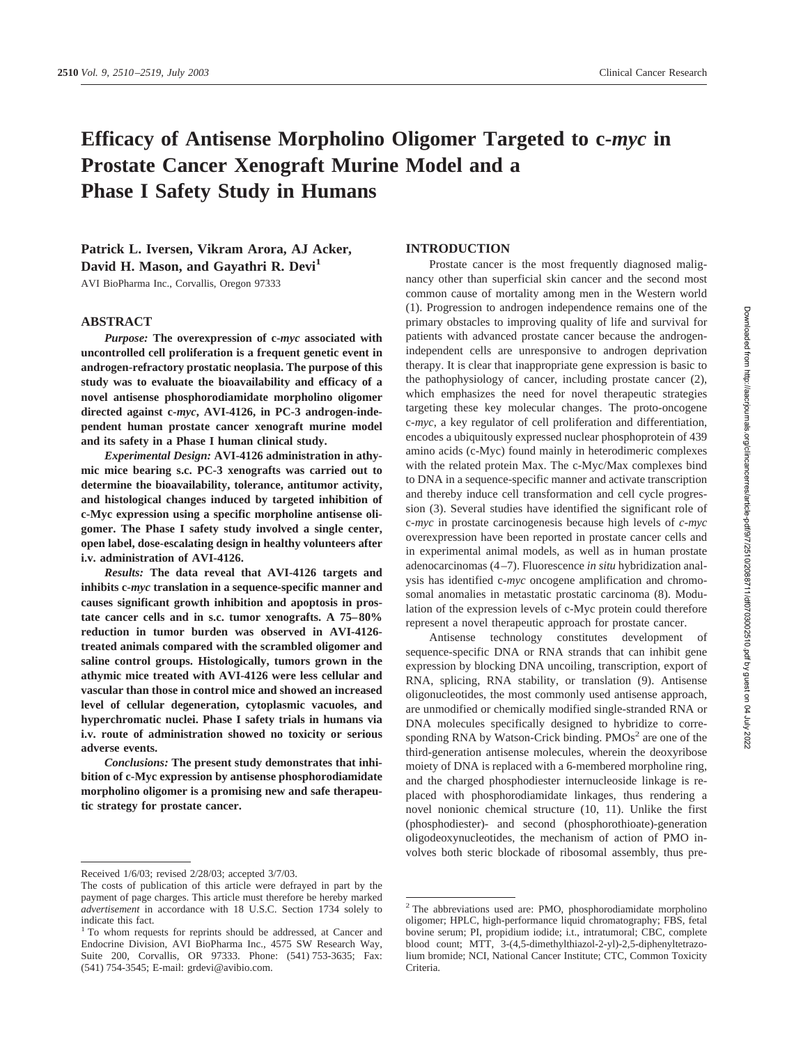# Efficacy of Antisense Morpholino Oligomer Targeted to c-*myc* in Prostate Cancer Xenograft Murine Model and a Phase I Safety Study in Humans

**Patrick L. Iversen, Vikram Arora, AJ Acker, David H. Mason, and Gayathri R. Devi[1]**

AVI BioPharma Inc., Corvallis, Oregon 97333

## ABSTRACT

*Purpose:* **The overexpression of c-*myc* associated with uncontrolled cell proliferation is a frequent genetic event in androgen-refractory prostatic neoplasia. The purpose of this study was to evaluate the bioavailability and efficacy of a novel antisense phosphorodiamidate morpholino oligomer directed against c-*myc*, AVI-4126, in PC-3 androgen-independent human prostate cancer xenograft murine model and its safety in a Phase I human clinical study.**

*Experimental Design:* **AVI-4126 administration in athymic mice bearing s.c. PC-3 xenografts was carried out to determine the bioavailability, tolerance, antitumor activity, and histological changes induced by targeted inhibition of c-Myc expression using a specific morpholine antisense oligomer. The Phase I safety study involved a single center, open label, dose-escalating design in healthy volunteers after i.v. administration of AVI-4126.**

*Results:* **The data reveal that AVI-4126 targets and inhibits c-*myc* translation in a sequence-specific manner and causes significant growth inhibition and apoptosis in prostate cancer cells and in s.c. tumor xenografts. A 75–80% reduction in tumor burden was observed in AVI-4126-treated animals compared with the scrambled oligomer and saline control groups. Histologically, tumors grown in the athymic mice treated with AVI-4126 were less cellular and vascular than those in control mice and showed an increased level of cellular degeneration, cytoplasmic vacuoles, and hyperchromatic nuclei. Phase I safety trials in humans via i.v. route of administration showed no toxicity or serious adverse events.**

*Conclusions:* **The present study demonstrates that inhibition of c-Myc expression by antisense phosphorodiamidate morpholino oligomer is a promising new and safe therapeutic strategy for prostate cancer.**

## INTRODUCTION

Prostate cancer is the most frequently diagnosed malignancy other than superficial skin cancer and the second most common cause of mortality among men in the Western world (1). Progression to androgen independence remains one of the primary obstacles to improving quality of life and survival for patients with advanced prostate cancer because the androgen-independent cells are unresponsive to androgen deprivation therapy. It is clear that inappropriate gene expression is basic to the pathophysiology of cancer, including prostate cancer (2), which emphasizes the need for novel therapeutic strategies targeting these key molecular changes. The proto-oncogene c-*myc*, a key regulator of cell proliferation and differentiation, encodes a ubiquitously expressed nuclear phosphoprotein of 439 amino acids (c-Myc) found mainly in heterodimeric complexes with the related protein Max. The c-Myc/Max complexes bind to DNA in a sequence-specific manner and activate transcription and thereby induce cell transformation and cell cycle progression (3). Several studies have identified the significant role of c-*myc* in prostate carcinogenesis because high levels of *c-myc* overexpression have been reported in prostate cancer cells and in experimental animal models, as well as in human prostate adenocarcinomas (4–7). Fluorescence *in situ* hybridization analysis has identified c-*myc* oncogene amplification and chromosomal anomalies in metastatic prostatic carcinoma (8). Modulation of the expression levels of c-Myc protein could therefore represent a novel therapeutic approach for prostate cancer.

Antisense technology constitutes development of sequence-specific DNA or RNA strands that can inhibit gene expression by blocking DNA uncoiling, transcription, export of RNA, splicing, RNA stability, or translation (9). Antisense oligonucleotides, the most commonly used antisense approach, are unmodified or chemically modified single-stranded RNA or DNA molecules specifically designed to hybridize to corresponding RNA by Watson-Crick binding. PMOs[2] are one of the third-generation antisense molecules, wherein the deoxyribose moiety of DNA is replaced with a 6-membered morpholine ring, and the charged phosphodiester internucleoside linkage is replaced with phosphorodiamidate linkages, thus rendering a novel nonionic chemical structure (10, 11). Unlike the first (phosphodiester)- and second (phosphorothioate)-generation oligodeoxynucleotides, the mechanism of action of PMO involves both steric blockade of ribosomal assembly, thus pre-

---

Received 1/6/03; revised 2/28/03; accepted 3/7/03.

The costs of publication of this article were defrayed in part by the payment of page charges. This article must therefore be hereby marked *advertisement* in accordance with 18 U.S.C. Section 1734 solely to indicate this fact.

[1] To whom requests for reprints should be addressed, at Cancer and Endocrine Division, AVI BioPharma Inc., 4575 SW Research Way, Suite 200, Corvallis, OR 97333. Phone: (541) 753-3635; Fax: (541) 754-3545; E-mail: grdevi@avibio.com.

[2] The abbreviations used are: PMO, phosphorodiamidate morpholino oligomer; HPLC, high-performance liquid chromatography; FBS, fetal bovine serum; PI, propidium iodide; i.t., intratumoral; CBC, complete blood count; MTT, 3-(4,5-dimethylthiazol-2-yl)-2,5-diphenyltetrazolium bromide; NCI, National Cancer Institute; CTC, Common Toxicity Criteria.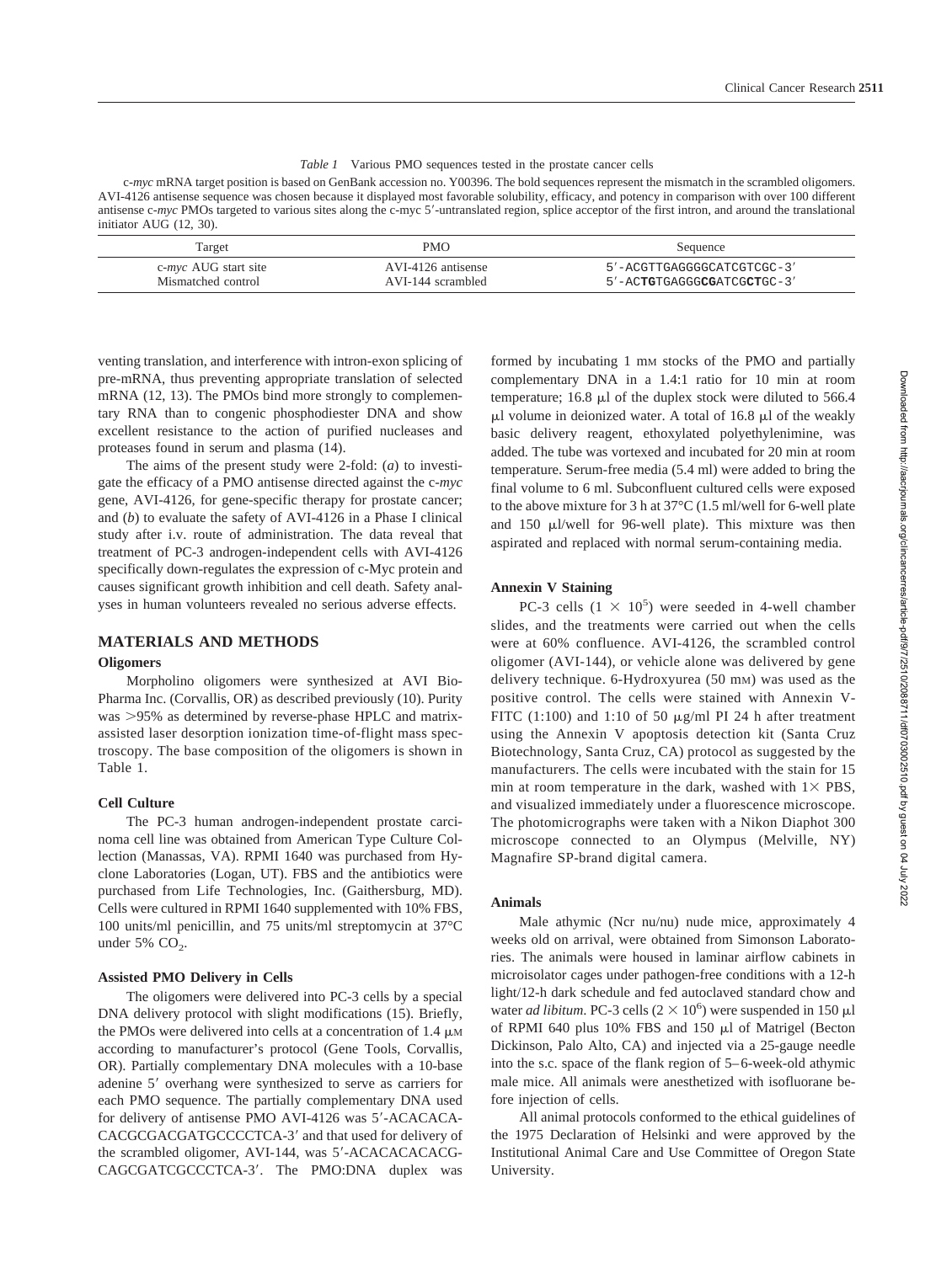*Table 1* Various PMO sequences tested in the prostate cancer cells

c-*myc* mRNA target position is based on GenBank accession no. Y00396. The bold sequences represent the mismatch in the scrambled oligomers. AVI-4126 antisense sequence was chosen because it displayed most favorable solubility, efficacy, and potency in comparison with over 100 different antisense c-*myc* PMOs targeted to various sites along the c-myc 5′-untranslated region, splice acceptor of the first intron, and around the translational initiator AUG (12, 30).

| Target | PMO | Sequence |
|---|---|---|
| c-*myc* AUG start site | AVI-4126 antisense | 5′-ACGTTGAGGGGCATCGTCGC-3′ |
| Mismatched control | AVI-144 scrambled | 5′-AC**TG**TGAGGG**CG**ATCG**CT**GC-3′ |

venting translation, and interference with intron-exon splicing of pre-mRNA, thus preventing appropriate translation of selected mRNA (12, 13). The PMOs bind more strongly to complementary RNA than to congenic phosphodiester DNA and show excellent resistance to the action of purified nucleases and proteases found in serum and plasma (14).

The aims of the present study were 2-fold: (*a*) to investigate the efficacy of a PMO antisense directed against the c-*myc* gene, AVI-4126, for gene-specific therapy for prostate cancer; and (*b*) to evaluate the safety of AVI-4126 in a Phase I clinical study after i.v. route of administration. The data reveal that treatment of PC-3 androgen-independent cells with AVI-4126 specifically down-regulates the expression of c-Myc protein and causes significant growth inhibition and cell death. Safety analyses in human volunteers revealed no serious adverse effects.

## MATERIALS AND METHODS

### Oligomers

Morpholino oligomers were synthesized at AVI BioPharma Inc. (Corvallis, OR) as described previously (10). Purity was >95% as determined by reverse-phase HPLC and matrix-assisted laser desorption ionization time-of-flight mass spectroscopy. The base composition of the oligomers is shown in Table 1.

### Cell Culture

The PC-3 human androgen-independent prostate carcinoma cell line was obtained from American Type Culture Collection (Manassas, VA). RPMI 1640 was purchased from Hyclone Laboratories (Logan, UT). FBS and the antibiotics were purchased from Life Technologies, Inc. (Gaithersburg, MD). Cells were cultured in RPMI 1640 supplemented with 10% FBS, 100 units/ml penicillin, and 75 units/ml streptomycin at 37°C under 5% $CO_2$.

### Assisted PMO Delivery in Cells

The oligomers were delivered into PC-3 cells by a special DNA delivery protocol with slight modifications (15). Briefly, the PMOs were delivered into cells at a concentration of 1.4 μM according to manufacturer's protocol (Gene Tools, Corvallis, OR). Partially complementary DNA molecules with a 10-base adenine 5′ overhang were synthesized to serve as carriers for each PMO sequence. The partially complementary DNA used for delivery of antisense PMO AVI-4126 was 5′-ACACACACACGCGACGATGCCCCTCA-3′ and that used for delivery of the scrambled oligomer, AVI-144, was 5′-ACACACACACGCAGCGATCGCCCTCA-3′. The PMO:DNA duplex was formed by incubating 1 mM stocks of the PMO and partially complementary DNA in a 1.4:1 ratio for 10 min at room temperature; 16.8 μl of the duplex stock were diluted to 566.4 μl volume in deionized water. A total of 16.8 μl of the weakly basic delivery reagent, ethoxylated polyethylenimine, was added. The tube was vortexed and incubated for 20 min at room temperature. Serum-free media (5.4 ml) were added to bring the final volume to 6 ml. Subconfluent cultured cells were exposed to the above mixture for 3 h at 37°C (1.5 ml/well for 6-well plate and 150 μl/well for 96-well plate). This mixture was then aspirated and replaced with normal serum-containing media.

### Annexin V Staining

PC-3 cells ($1 \times 10^5$) were seeded in 4-well chamber slides, and the treatments were carried out when the cells were at 60% confluence. AVI-4126, the scrambled control oligomer (AVI-144), or vehicle alone was delivered by gene delivery technique. 6-Hydroxyurea (50 mM) was used as the positive control. The cells were stained with Annexin V-FITC (1:100) and 1:10 of 50 μg/ml PI 24 h after treatment using the Annexin V apoptosis detection kit (Santa Cruz Biotechnology, Santa Cruz, CA) protocol as suggested by the manufacturers. The cells were incubated with the stain for 15 min at room temperature in the dark, washed with 1× PBS, and visualized immediately under a fluorescence microscope. The photomicrographs were taken with a Nikon Diaphot 300 microscope connected to an Olympus (Melville, NY) Magnafire SP-brand digital camera.

### Animals

Male athymic (Ncr nu/nu) nude mice, approximately 4 weeks old on arrival, were obtained from Simonson Laboratories. The animals were housed in laminar airflow cabinets in microisolator cages under pathogen-free conditions with a 12-h light/12-h dark schedule and fed autoclaved standard chow and water *ad libitum*. PC-3 cells ($2 \times 10^6$) were suspended in 150 μl of RPMI 640 plus 10% FBS and 150 μl of Matrigel (Becton Dickinson, Palo Alto, CA) and injected via a 25-gauge needle into the s.c. space of the flank region of 5–6-week-old athymic male mice. All animals were anesthetized with isofluorane before injection of cells.

All animal protocols conformed to the ethical guidelines of the 1975 Declaration of Helsinki and were approved by the Institutional Animal Care and Use Committee of Oregon State University.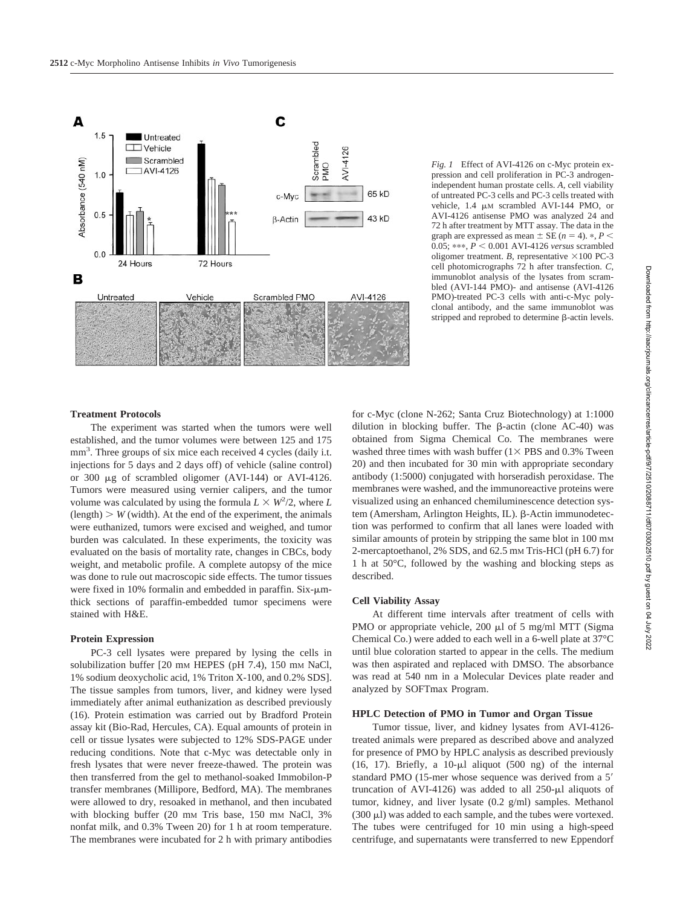*Fig. 1* Effect of AVI-4126 on c-Myc protein expression and cell proliferation in PC-3 androgen-independent human prostate cells. *A*, cell viability of untreated PC-3 cells and PC-3 cells treated with vehicle, 1.4 μM scrambled AVI-144 PMO, or AVI-4126 antisense PMO was analyzed 24 and 72 h after treatment by MTT assay. The data in the graph are expressed as mean ± SE ($n = 4$). *, $P < 0.05$; ***, $P < 0.001$ AVI-4126 *versus* scrambled oligomer treatment. *B*, representative ×100 PC-3 cell photomicrographs 72 h after transfection. *C*, immunoblot analysis of the lysates from scrambled (AVI-144 PMO)- and antisense (AVI-4126 PMO)-treated PC-3 cells with anti-c-Myc polyclonal antibody, and the same immunoblot was stripped and reprobed to determine β-actin levels.

**Treatment Protocols**

The experiment was started when the tumors were well established, and the tumor volumes were between 125 and 175 mm$^3$. Three groups of six mice each received 4 cycles (daily i.t. injections for 5 days and 2 days off) of vehicle (saline control) or 300 μg of scrambled oligomer (AVI-144) or AVI-4126. Tumors were measured using vernier calipers, and the tumor volume was calculated by using the formula $L \times W^2/2$, where $L$ (length) $> W$ (width). At the end of the experiment, the animals were euthanized, tumors were excised and weighed, and tumor burden was calculated. In these experiments, the toxicity was evaluated on the basis of mortality rate, changes in CBCs, body weight, and metabolic profile. A complete autopsy of the mice was done to rule out macroscopic side effects. The tumor tissues were fixed in 10% formalin and embedded in paraffin. Six-μm-thick sections of paraffin-embedded tumor specimens were stained with H&E.

**Protein Expression**

PC-3 cell lysates were prepared by lysing the cells in solubilization buffer [20 mM HEPES (pH 7.4), 150 mM NaCl, 1% sodium deoxycholic acid, 1% Triton X-100, and 0.2% SDS]. The tissue samples from tumors, liver, and kidney were lysed immediately after animal euthanization as described previously (16). Protein estimation was carried out by Bradford Protein assay kit (Bio-Rad, Hercules, CA). Equal amounts of protein in cell or tissue lysates were subjected to 12% SDS-PAGE under reducing conditions. Note that c-Myc was detectable only in fresh lysates that were never freeze-thawed. The protein was then transferred from the gel to methanol-soaked Immobilon-P transfer membranes (Millipore, Bedford, MA). The membranes were allowed to dry, resoaked in methanol, and then incubated with blocking buffer (20 mM Tris base, 150 mM NaCl, 3% nonfat milk, and 0.3% Tween 20) for 1 h at room temperature. The membranes were incubated for 2 h with primary antibodies for c-Myc (clone N-262; Santa Cruz Biotechnology) at 1:1000 dilution in blocking buffer. The β-actin (clone AC-40) was obtained from Sigma Chemical Co. The membranes were washed three times with wash buffer (1× PBS and 0.3% Tween 20) and then incubated for 30 min with appropriate secondary antibody (1:5000) conjugated with horseradish peroxidase. The membranes were washed, and the immunoreactive proteins were visualized using an enhanced chemiluminescence detection system (Amersham, Arlington Heights, IL). β-Actin immunodetection was performed to confirm that all lanes were loaded with similar amounts of protein by stripping the same blot in 100 mM 2-mercaptoethanol, 2% SDS, and 62.5 mM Tris-HCl (pH 6.7) for 1 h at 50°C, followed by the washing and blocking steps as described.

**Cell Viability Assay**

At different time intervals after treatment of cells with PMO or appropriate vehicle, 200 μl of 5 mg/ml MTT (Sigma Chemical Co.) were added to each well in a 6-well plate at 37°C until blue coloration started to appear in the cells. The medium was then aspirated and replaced with DMSO. The absorbance was read at 540 nm in a Molecular Devices plate reader and analyzed by SOFTmax Program.

**HPLC Detection of PMO in Tumor and Organ Tissue**

Tumor tissue, liver, and kidney lysates from AVI-4126-treated animals were prepared as described above and analyzed for presence of PMO by HPLC analysis as described previously (16, 17). Briefly, a 10-μl aliquot (500 ng) of the internal standard PMO (15-mer whose sequence was derived from a 5′ truncation of AVI-4126) was added to all 250-μl aliquots of tumor, kidney, and liver lysate (0.2 g/ml) samples. Methanol (300 μl) was added to each sample, and the tubes were vortexed. The tubes were centrifuged for 10 min using a high-speed centrifuge, and supernatants were transferred to new Eppendorf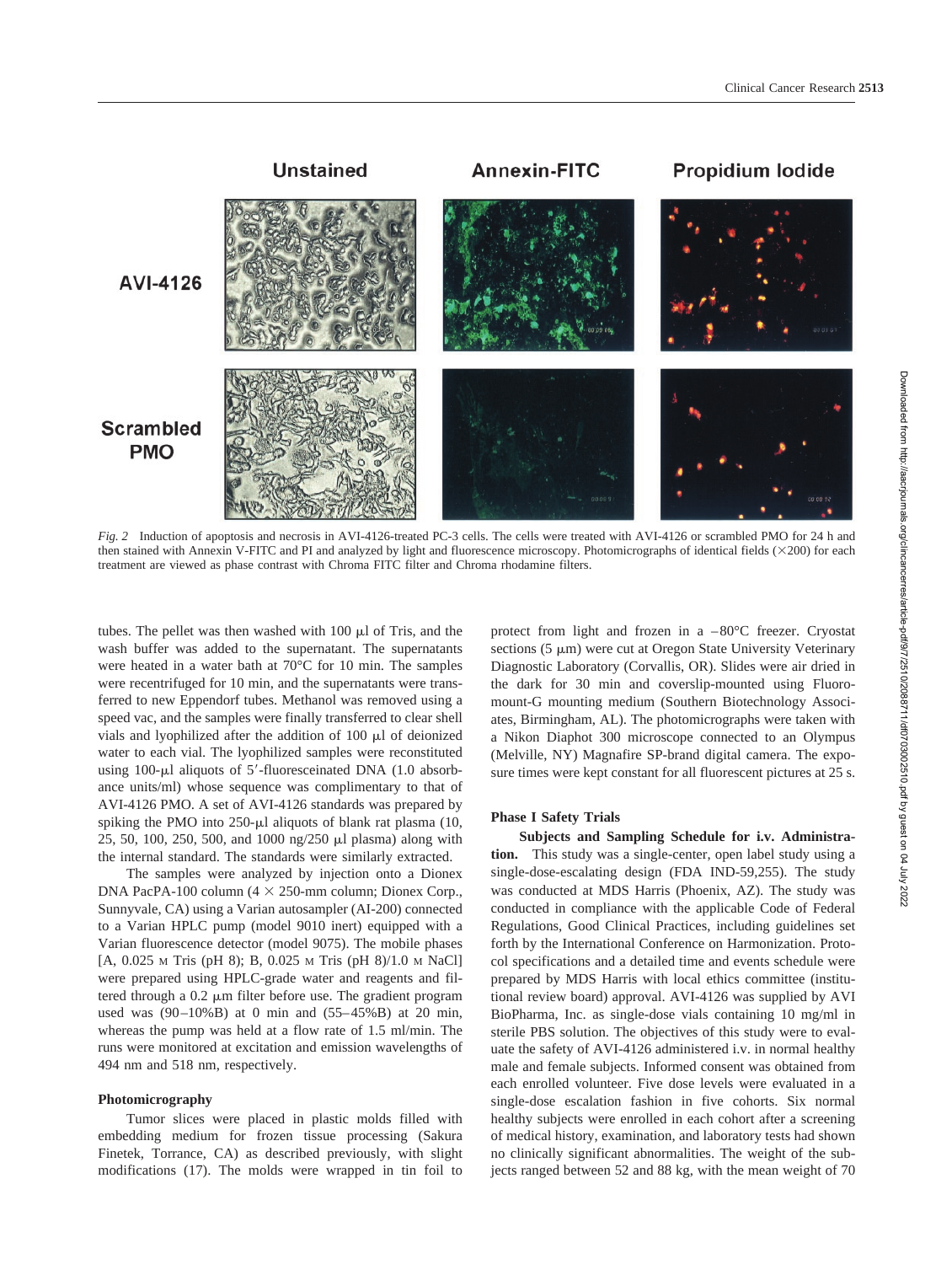Fig. 2 Induction of apoptosis and necrosis in AVI-4126-treated PC-3 cells. The cells were treated with AVI-4126 or scrambled PMO for 24 h and then stained with Annexin V-FITC and PI and analyzed by light and fluorescence microscopy. Photomicrographs of identical fields (×200) for each treatment are viewed as phase contrast with Chroma FITC filter and Chroma rhodamine filters.

tubes. The pellet was then washed with 100 μl of Tris, and the wash buffer was added to the supernatant. The supernatants were heated in a water bath at 70°C for 10 min. The samples were recentrifuged for 10 min, and the supernatants were transferred to new Eppendorf tubes. Methanol was removed using a speed vac, and the samples were finally transferred to clear shell vials and lyophilized after the addition of 100 μl of deionized water to each vial. The lyophilized samples were reconstituted using 100-μl aliquots of 5′-fluoresceinated DNA (1.0 absorbance units/ml) whose sequence was complimentary to that of AVI-4126 PMO. A set of AVI-4126 standards was prepared by spiking the PMO into 250-μl aliquots of blank rat plasma (10, 25, 50, 100, 250, 500, and 1000 ng/250 μl plasma) along with the internal standard. The standards were similarly extracted.

The samples were analyzed by injection onto a Dionex DNA PacPA-100 column (4 × 250-mm column; Dionex Corp., Sunnyvale, CA) using a Varian autosampler (AI-200) connected to a Varian HPLC pump (model 9010 inert) equipped with a Varian fluorescence detector (model 9075). The mobile phases [A, 0.025 M Tris (pH 8); B, 0.025 M Tris (pH 8)/1.0 M NaCl] were prepared using HPLC-grade water and reagents and filtered through a 0.2 μm filter before use. The gradient program used was (90–10%B) at 0 min and (55–45%B) at 20 min, whereas the pump was held at a flow rate of 1.5 ml/min. The runs were monitored at excitation and emission wavelengths of 494 nm and 518 nm, respectively.

### Photomicrography

Tumor slices were placed in plastic molds filled with embedding medium for frozen tissue processing (Sakura Finetek, Torrance, CA) as described previously, with slight modifications (17). The molds were wrapped in tin foil to protect from light and frozen in a –80°C freezer. Cryostat sections (5 μm) were cut at Oregon State University Veterinary Diagnostic Laboratory (Corvallis, OR). Slides were air dried in the dark for 30 min and coverslip-mounted using Fluoromount-G mounting medium (Southern Biotechnology Associates, Birmingham, AL). The photomicrographs were taken with a Nikon Diaphot 300 microscope connected to an Olympus (Melville, NY) Magnafire SP-brand digital camera. The exposure times were kept constant for all fluorescent pictures at 25 s.

### Phase I Safety Trials

**Subjects and Sampling Schedule for i.v. Administration.** This study was a single-center, open label study using a single-dose-escalating design (FDA IND-59,255). The study was conducted at MDS Harris (Phoenix, AZ). The study was conducted in compliance with the applicable Code of Federal Regulations, Good Clinical Practices, including guidelines set forth by the International Conference on Harmonization. Protocol specifications and a detailed time and events schedule were prepared by MDS Harris with local ethics committee (institutional review board) approval. AVI-4126 was supplied by AVI BioPharma, Inc. as single-dose vials containing 10 mg/ml in sterile PBS solution. The objectives of this study were to evaluate the safety of AVI-4126 administered i.v. in normal healthy male and female subjects. Informed consent was obtained from each enrolled volunteer. Five dose levels were evaluated in a single-dose escalation fashion in five cohorts. Six normal healthy subjects were enrolled in each cohort after a screening of medical history, examination, and laboratory tests had shown no clinically significant abnormalities. The weight of the subjects ranged between 52 and 88 kg, with the mean weight of 70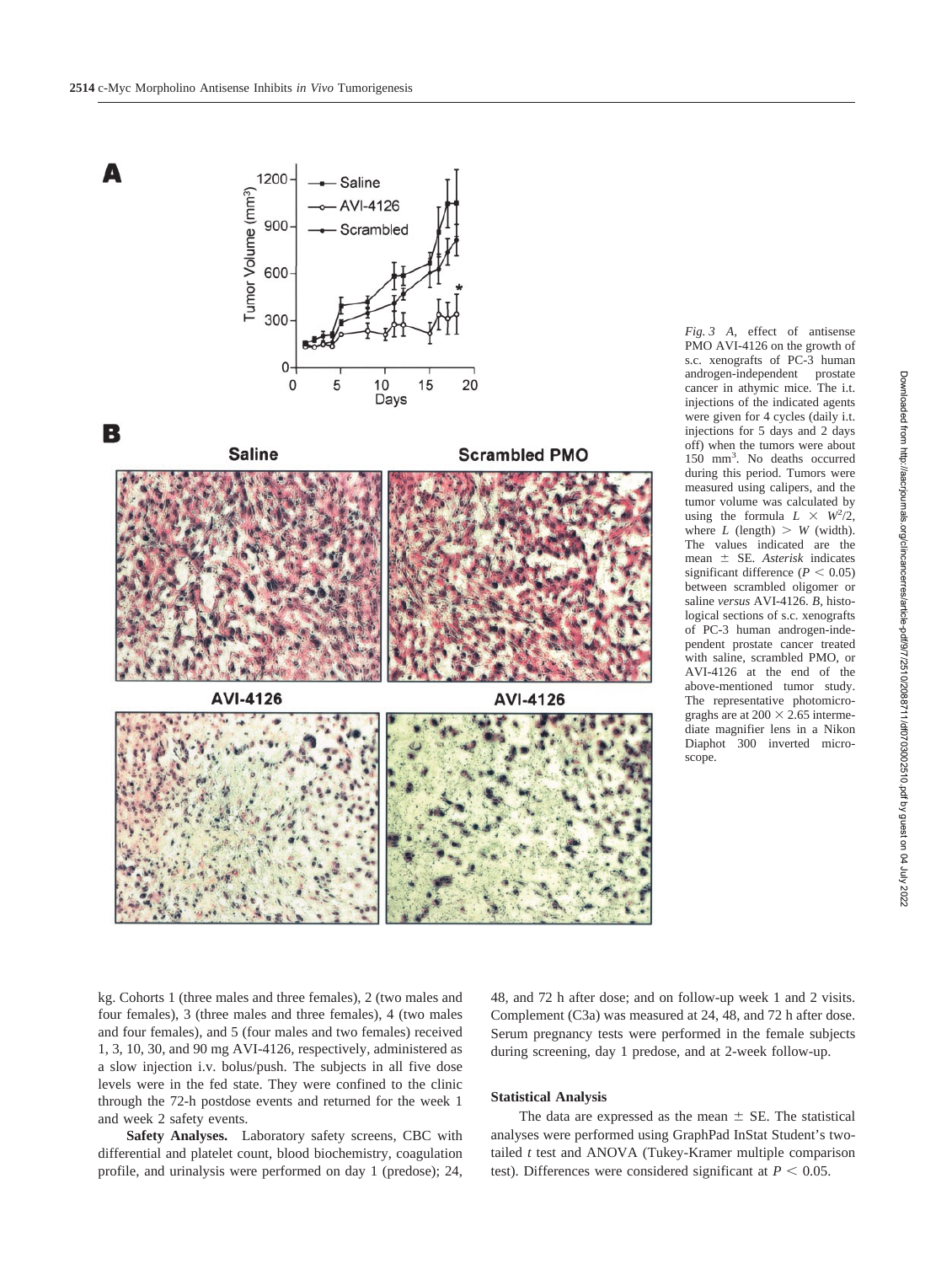*Fig. 3 A*, effect of antisense PMO AVI-4126 on the growth of s.c. xenografts of PC-3 human androgen-independent prostate cancer in athymic mice. The i.t. injections of the indicated agents were given for 4 cycles (daily i.t. injections for 5 days and 2 days off) when the tumors were about 150 mm$^3$. No deaths occurred during this period. Tumors were measured using calipers, and the tumor volume was calculated by using the formula $L \times W^2/2$, where $L$ (length) $> W$ (width). The values indicated are the mean ± SE. *Asterisk* indicates significant difference ($P < 0.05$) between scrambled oligomer or saline *versus* AVI-4126. *B*, histological sections of s.c. xenografts of PC-3 human androgen-independent prostate cancer treated with saline, scrambled PMO, or AVI-4126 at the end of the above-mentioned tumor study. The representative photomicrograghs are at 200 × 2.65 intermediate magnifier lens in a Nikon Diaphot 300 inverted microscope.

kg. Cohorts 1 (three males and three females), 2 (two males and four females), 3 (three males and three females), 4 (two males and four females), and 5 (four males and two females) received 1, 3, 10, 30, and 90 mg AVI-4126, respectively, administered as a slow injection i.v. bolus/push. The subjects in all five dose levels were in the fed state. They were confined to the clinic through the 72-h postdose events and returned for the week 1 and week 2 safety events.

**Safety Analyses.** Laboratory safety screens, CBC with differential and platelet count, blood biochemistry, coagulation profile, and urinalysis were performed on day 1 (predose); 24, 48, and 72 h after dose; and on follow-up week 1 and 2 visits. Complement (C3a) was measured at 24, 48, and 72 h after dose. Serum pregnancy tests were performed in the female subjects during screening, day 1 predose, and at 2-week follow-up.

### Statistical Analysis

The data are expressed as the mean ± SE. The statistical analyses were performed using GraphPad InStat Student's two-tailed *t* test and ANOVA (Tukey-Kramer multiple comparison test). Differences were considered significant at $P < 0.05$.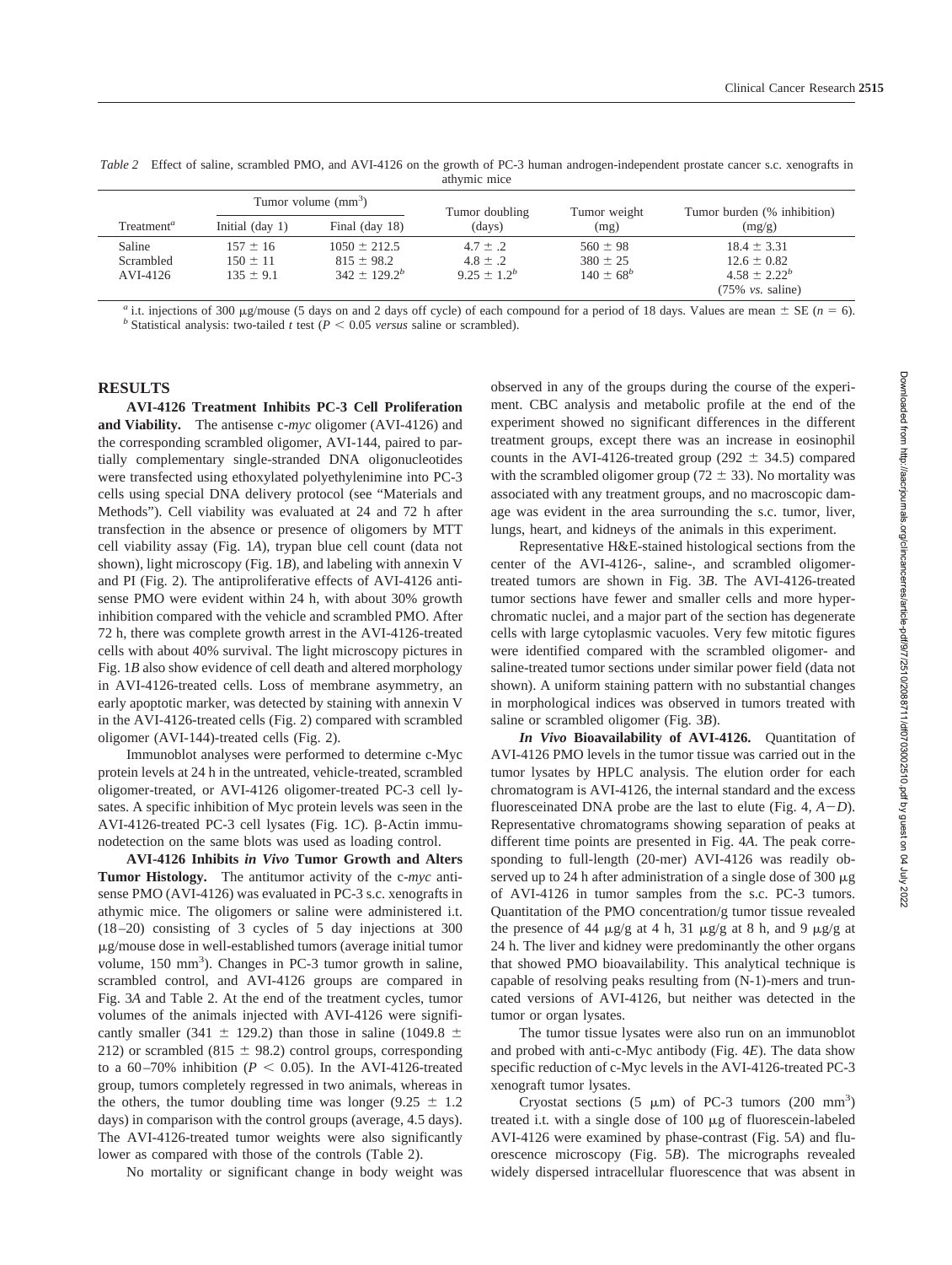*Table 2* Effect of saline, scrambled PMO, and AVI-4126 on the growth of PC-3 human androgen-independent prostate cancer s.c. xenografts in athymic mice

| Treatment[a] | Tumor volume ($mm^3$) | | Tumor doubling (days) | Tumor weight (mg) | Tumor burden (% inhibition) (mg/g) |
|---|---|---|---|---|---|
| | Initial (day 1) | Final (day 18) | | | |
| Saline | $157 \pm 16$ | $1050 \pm 212.5$ | $4.7 \pm .2$ | $560 \pm 98$ | $18.4 \pm 3.31$ |
| Scrambled | $150 \pm 11$ | $815 \pm 98.2$ | $4.8 \pm .2$ | $380 \pm 25$ | $12.6 \pm 0.82$ |
| AVI-4126 | $135 \pm 9.1$ | $342 \pm 129.2$[b] | $9.25 \pm 1.2$[b] | $140 \pm 68$[b] | $4.58 \pm 2.22$[b] (75% *vs.* saline) |

[a] i.t. injections of 300 μg/mouse (5 days on and 2 days off cycle) of each compound for a period of 18 days. Values are mean ± SE ($n = 6$).
[b] Statistical analysis: two-tailed *t* test ($P < 0.05$ *versus* saline or scrambled).

## RESULTS

**AVI-4126 Treatment Inhibits PC-3 Cell Proliferation and Viability.** The antisense c-*myc* oligomer (AVI-4126) and the corresponding scrambled oligomer, AVI-144, paired to partially complementary single-stranded DNA oligonucleotides were transfected using ethoxylated polyethylenimine into PC-3 cells using special DNA delivery protocol (see "Materials and Methods"). Cell viability was evaluated at 24 and 72 h after transfection in the absence or presence of oligomers by MTT cell viability assay (Fig. 1*A*), trypan blue cell count (data not shown), light microscopy (Fig. 1*B*), and labeling with annexin V and PI (Fig. 2). The antiproliferative effects of AVI-4126 antisense PMO were evident within 24 h, with about 30% growth inhibition compared with the vehicle and scrambled PMO. After 72 h, there was complete growth arrest in the AVI-4126-treated cells with about 40% survival. The light microscopy pictures in Fig. 1*B* also show evidence of cell death and altered morphology in AVI-4126-treated cells. Loss of membrane asymmetry, an early apoptotic marker, was detected by staining with annexin V in the AVI-4126-treated cells (Fig. 2) compared with scrambled oligomer (AVI-144)-treated cells (Fig. 2).

Immunoblot analyses were performed to determine c-Myc protein levels at 24 h in the untreated, vehicle-treated, scrambled oligomer-treated, or AVI-4126 oligomer-treated PC-3 cell lysates. A specific inhibition of Myc protein levels was seen in the AVI-4126-treated PC-3 cell lysates (Fig. 1*C*). β-Actin immunodetection on the same blots was used as loading control.

**AVI-4126 Inhibits *in Vivo* Tumor Growth and Alters Tumor Histology.** The antitumor activity of the c-*myc* antisense PMO (AVI-4126) was evaluated in PC-3 s.c. xenografts in athymic mice. The oligomers or saline were administered i.t. (18–20) consisting of 3 cycles of 5 day injections at 300 μg/mouse dose in well-established tumors (average initial tumor volume, 150 $mm^3$). Changes in PC-3 tumor growth in saline, scrambled control, and AVI-4126 groups are compared in Fig. 3*A* and Table 2. At the end of the treatment cycles, tumor volumes of the animals injected with AVI-4126 were significantly smaller ($341 \pm 129.2$) than those in saline ($1049.8 \pm 212$) or scrambled ($815 \pm 98.2$) control groups, corresponding to a 60–70% inhibition ($P < 0.05$). In the AVI-4126-treated group, tumors completely regressed in two animals, whereas in the others, the tumor doubling time was longer ($9.25 \pm 1.2$ days) in comparison with the control groups (average, 4.5 days). The AVI-4126-treated tumor weights were also significantly lower as compared with those of the controls (Table 2).

No mortality or significant change in body weight was observed in any of the groups during the course of the experiment. CBC analysis and metabolic profile at the end of the experiment showed no significant differences in the different treatment groups, except there was an increase in eosinophil counts in the AVI-4126-treated group ($292 \pm 34.5$) compared with the scrambled oligomer group ($72 \pm 33$). No mortality was associated with any treatment groups, and no macroscopic damage was evident in the area surrounding the s.c. tumor, liver, lungs, heart, and kidneys of the animals in this experiment.

Representative H&E-stained histological sections from the center of the AVI-4126-, saline-, and scrambled oligomer-treated tumors are shown in Fig. 3*B*. The AVI-4126-treated tumor sections have fewer and smaller cells and more hyperchromatic nuclei, and a major part of the section has degenerate cells with large cytoplasmic vacuoles. Very few mitotic figures were identified compared with the scrambled oligomer- and saline-treated tumor sections under similar power field (data not shown). A uniform staining pattern with no substantial changes in morphological indices was observed in tumors treated with saline or scrambled oligomer (Fig. 3*B*).

***In Vivo* Bioavailability of AVI-4126.** Quantitation of AVI-4126 PMO levels in the tumor tissue was carried out in the tumor lysates by HPLC analysis. The elution order for each chromatogram is AVI-4126, the internal standard and the excess fluoresceinated DNA probe are the last to elute (Fig. 4, *A*–*D*). Representative chromatograms showing separation of peaks at different time points are presented in Fig. 4*A*. The peak corresponding to full-length (20-mer) AVI-4126 was readily observed up to 24 h after administration of a single dose of 300 μg of AVI-4126 in tumor samples from the s.c. PC-3 tumors. Quantitation of the PMO concentration/g tumor tissue revealed the presence of 44 μg/g at 4 h, 31 μg/g at 8 h, and 9 μg/g at 24 h. The liver and kidney were predominantly the other organs that showed PMO bioavailability. This analytical technique is capable of resolving peaks resulting from (N-1)-mers and truncated versions of AVI-4126, but neither was detected in the tumor or organ lysates.

The tumor tissue lysates were also run on an immunoblot and probed with anti-c-Myc antibody (Fig. 4*E*). The data show specific reduction of c-Myc levels in the AVI-4126-treated PC-3 xenograft tumor lysates.

Cryostat sections (5 μm) of PC-3 tumors (200 $mm^3$) treated i.t. with a single dose of 100 μg of fluorescein-labeled AVI-4126 were examined by phase-contrast (Fig. 5*A*) and fluorescence microscopy (Fig. 5*B*). The micrographs revealed widely dispersed intracellular fluorescence that was absent in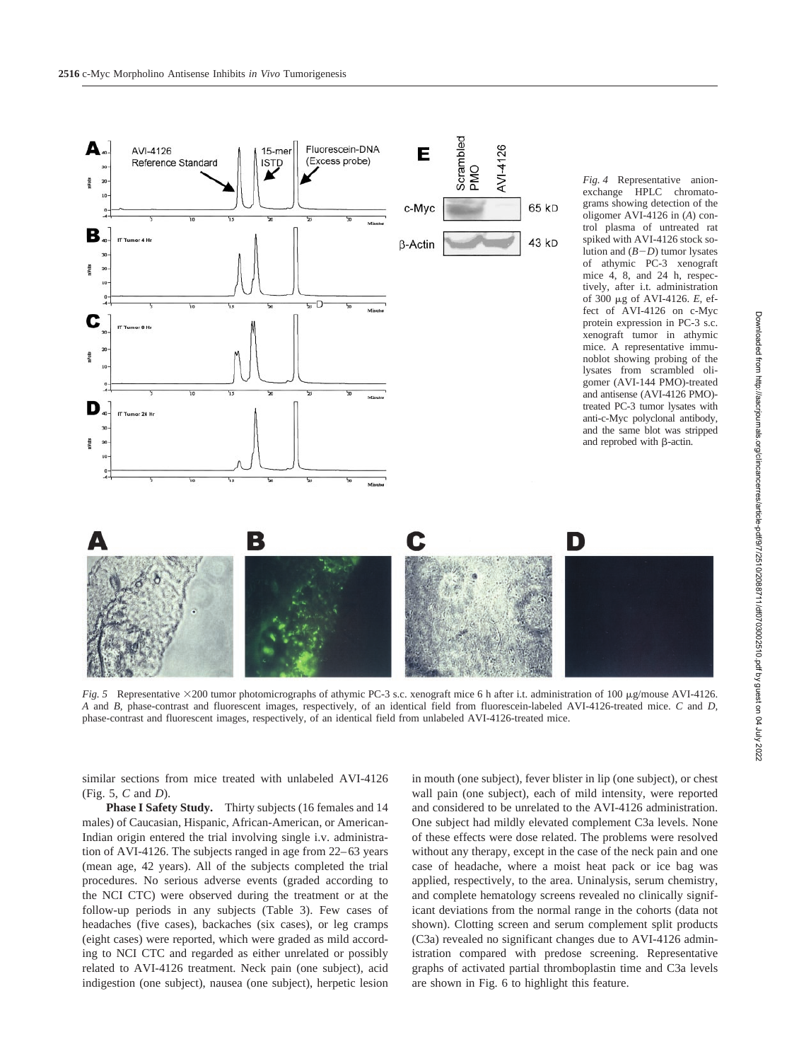*Fig. 4* Representative anion-exchange HPLC chromatograms showing detection of the oligomer AVI-4126 in (*A*) control plasma of untreated rat spiked with AVI-4126 stock solution and (*B*−*D*) tumor lysates of athymic PC-3 xenograft mice 4, 8, and 24 h, respectively, after i.t. administration of 300 μg of AVI-4126. *E*, effect of AVI-4126 on c-Myc protein expression in PC-3 s.c. xenograft tumor in athymic mice. A representative immunoblot showing probing of the lysates from scrambled oligomer (AVI-144 PMO)-treated and antisense (AVI-4126 PMO)-treated PC-3 tumor lysates with anti-c-Myc polyclonal antibody, and the same blot was stripped and reprobed with β-actin.

*Fig. 5* Representative ×200 tumor photomicrographs of athymic PC-3 s.c. xenograft mice 6 h after i.t. administration of 100 μg/mouse AVI-4126. *A* and *B*, phase-contrast and fluorescent images, respectively, of an identical field from fluorescein-labeled AVI-4126-treated mice. *C* and *D*, phase-contrast and fluorescent images, respectively, of an identical field from unlabeled AVI-4126-treated mice.

similar sections from mice treated with unlabeled AVI-4126 (Fig. 5, *C* and *D*).

**Phase I Safety Study.** Thirty subjects (16 females and 14 males) of Caucasian, Hispanic, African-American, or American-Indian origin entered the trial involving single i.v. administration of AVI-4126. The subjects ranged in age from 22–63 years (mean age, 42 years). All of the subjects completed the trial procedures. No serious adverse events (graded according to the NCI CTC) were observed during the treatment or at the follow-up periods in any subjects (Table 3). Few cases of headaches (five cases), backaches (six cases), or leg cramps (eight cases) were reported, which were graded as mild according to NCI CTC and regarded as either unrelated or possibly related to AVI-4126 treatment. Neck pain (one subject), acid indigestion (one subject), nausea (one subject), herpetic lesion in mouth (one subject), fever blister in lip (one subject), or chest wall pain (one subject), each of mild intensity, were reported and considered to be unrelated to the AVI-4126 administration. One subject had mildly elevated complement C3a levels. None of these effects were dose related. The problems were resolved without any therapy, except in the case of the neck pain and one case of headache, where a moist heat pack or ice bag was applied, respectively, to the area. Uninalysis, serum chemistry, and complete hematology screens revealed no clinically significant deviations from the normal range in the cohorts (data not shown). Clotting screen and serum complement split products (C3a) revealed no significant changes due to AVI-4126 administration compared with predose screening. Representative graphs of activated partial thromboplastin time and C3a levels are shown in Fig. 6 to highlight this feature.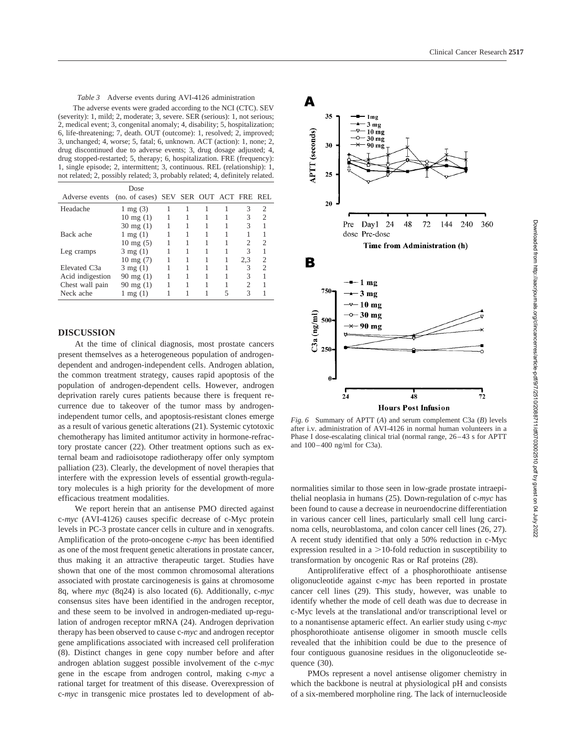*Table 3* Adverse events during AVI-4126 administration

The adverse events were graded according to the NCI (CTC). SEV (severity): 1, mild; 2, moderate; 3, severe. SER (serious): 1, not serious; 2, medical event; 3, congenital anomaly; 4, disability; 5, hospitalization; 6, life-threatening; 7, death. OUT (outcome): 1, resolved; 2, improved; 3, unchanged; 4, worse; 5, fatal; 6, unknown. ACT (action): 1, none; 2, drug discontinued due to adverse events; 3, drug dosage adjusted; 4, drug stopped-restarted; 5, therapy; 6, hospitalization. FRE (frequency): 1, single episode; 2, intermittent; 3, continuous. REL (relationship): 1, not related; 2, possibly related; 3, probably related; 4, definitely related.

| Adverse events | Dose (no. of cases) | SEV | SER | OUT | ACT | FRE | REL |
|---|---|---|---|---|---|---|---|
| Headache | 1 mg (3) | 1 | 1 | 1 | 1 | 3 | 2 |
| | 10 mg (1) | 1 | 1 | 1 | 1 | 3 | 2 |
| | 30 mg (1) | 1 | 1 | 1 | 1 | 3 | 1 |
| Back ache | 1 mg (1) | 1 | 1 | 1 | 1 | 1 | 1 |
| | 10 mg (5) | 1 | 1 | 1 | 1 | 2 | 2 |
| Leg cramps | 3 mg (1) | 1 | 1 | 1 | 1 | 3 | 1 |
| | 10 mg (7) | 1 | 1 | 1 | 1 | 2,3 | 2 |
| Elevated C3a | 3 mg (1) | 1 | 1 | 1 | 1 | 3 | 2 |
| Acid indigestion | 90 mg (1) | 1 | 1 | 1 | 1 | 3 | 1 |
| Chest wall pain | 90 mg (1) | 1 | 1 | 1 | 1 | 2 | 1 |
| Neck ache | 1 mg (1) | 1 | 1 | 1 | 5 | 3 | 1 |

*Fig. 6* Summary of APTT (*A*) and serum complement C3a (*B*) levels after i.v. administration of AVI-4126 in normal human volunteers in a Phase I dose-escalating clinical trial (normal range, 26–43 s for APTT and 100–400 ng/ml for C3a).

## DISCUSSION

At the time of clinical diagnosis, most prostate cancers present themselves as a heterogeneous population of androgen-dependent and androgen-independent cells. Androgen ablation, the common treatment strategy, causes rapid apoptosis of the population of androgen-dependent cells. However, androgen deprivation rarely cures patients because there is frequent recurrence due to takeover of the tumor mass by androgen-independent tumor cells, and apoptosis-resistant clones emerge as a result of various genetic alterations (21). Systemic cytotoxic chemotherapy has limited antitumor activity in hormone-refractory prostate cancer (22). Other treatment options such as external beam and radioisotope radiotherapy offer only symptom palliation (23). Clearly, the development of novel therapies that interfere with the expression levels of essential growth-regulatory molecules is a high priority for the development of more efficacious treatment modalities.

We report herein that an antisense PMO directed against c-*myc* (AVI-4126) causes specific decrease of c-Myc protein levels in PC-3 prostate cancer cells in culture and in xenografts. Amplification of the proto-oncogene c-*myc* has been identified as one of the most frequent genetic alterations in prostate cancer, thus making it an attractive therapeutic target. Studies have shown that one of the most common chromosomal alterations associated with prostate carcinogenesis is gains at chromosome 8q, where *myc* (8q24) is also located (6). Additionally, c-*myc* consensus sites have been identified in the androgen receptor, and these seem to be involved in androgen-mediated up-regulation of androgen receptor mRNA (24). Androgen deprivation therapy has been observed to cause c-*myc* and androgen receptor gene amplifications associated with increased cell proliferation (8). Distinct changes in gene copy number before and after androgen ablation suggest possible involvement of the c-*myc* gene in the escape from androgen control, making c-*myc* a rational target for treatment of this disease. Overexpression of c-*myc* in transgenic mice prostates led to development of abnormalities similar to those seen in low-grade prostate intraepithelial neoplasia in humans (25). Down-regulation of c-*myc* has been found to cause a decrease in neuroendocrine differentiation in various cancer cell lines, particularly small cell lung carcinoma cells, neuroblastoma, and colon cancer cell lines (26, 27). A recent study identified that only a 50% reduction in c-Myc expression resulted in a >10-fold reduction in susceptibility to transformation by oncogenic Ras or Raf proteins (28).

Antiproliferative effect of a phosphorothioate antisense oligonucleotide against c-*myc* has been reported in prostate cancer cell lines (29). This study, however, was unable to identify whether the mode of cell death was due to decrease in c-Myc levels at the translational and/or transcriptional level or to a nonantisense aptameric effect. An earlier study using c-*myc* phosphorothioate antisense oligomer in smooth muscle cells revealed that the inhibition could be due to the presence of four contiguous guanosine residues in the oligonucleotide sequence (30).

PMOs represent a novel antisense oligomer chemistry in which the backbone is neutral at physiological pH and consists of a six-membered morpholine ring. The lack of internucleoside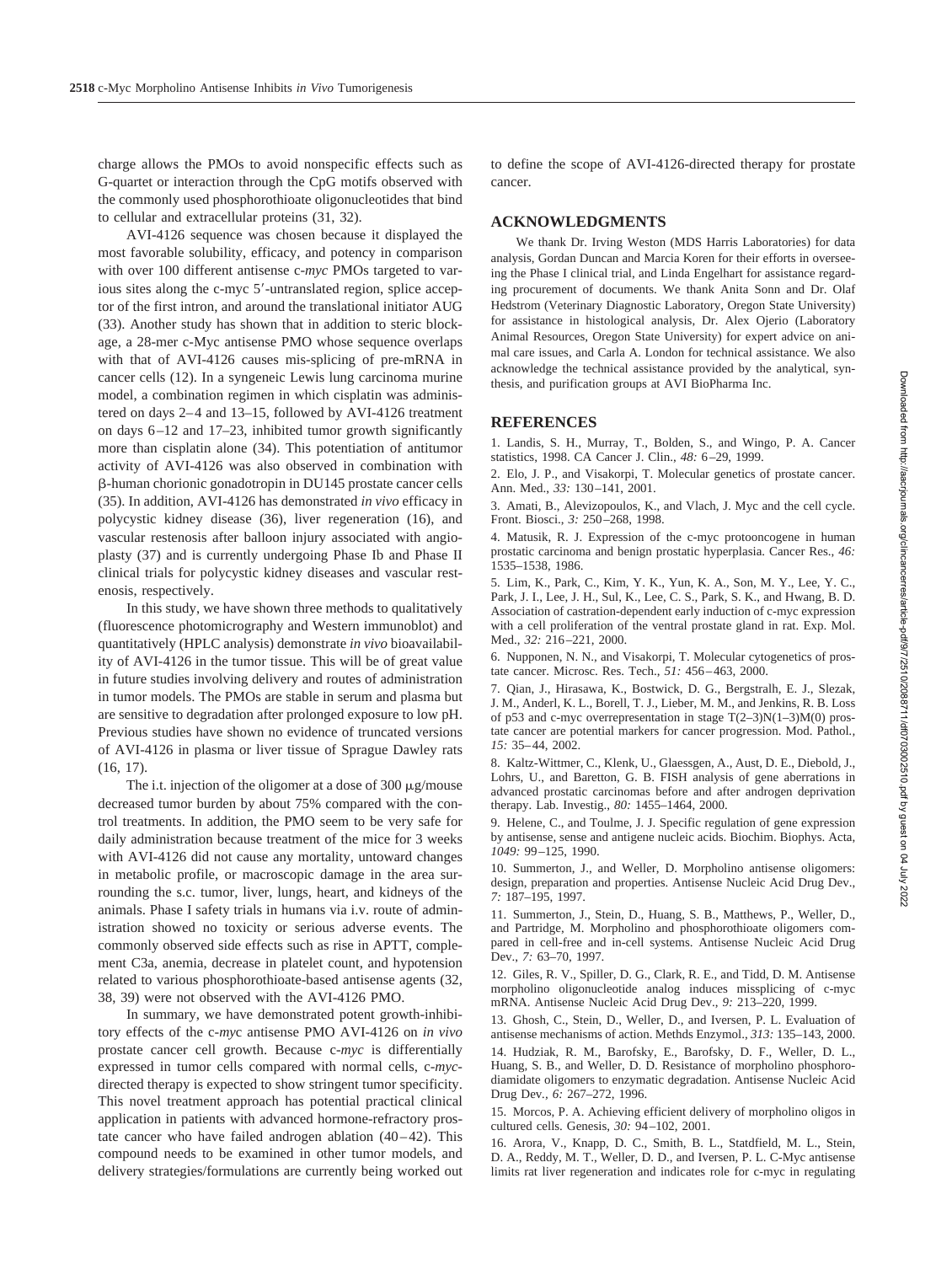charge allows the PMOs to avoid nonspecific effects such as G-quartet or interaction through the CpG motifs observed with the commonly used phosphorothioate oligonucleotides that bind to cellular and extracellular proteins (31, 32).

AVI-4126 sequence was chosen because it displayed the most favorable solubility, efficacy, and potency in comparison with over 100 different antisense c-*myc* PMOs targeted to various sites along the c-myc 5′-untranslated region, splice acceptor of the first intron, and around the translational initiator AUG (33). Another study has shown that in addition to steric blockage, a 28-mer c-Myc antisense PMO whose sequence overlaps with that of AVI-4126 causes mis-splicing of pre-mRNA in cancer cells (12). In a syngeneic Lewis lung carcinoma murine model, a combination regimen in which cisplatin was administered on days 2–4 and 13–15, followed by AVI-4126 treatment on days 6–12 and 17–23, inhibited tumor growth significantly more than cisplatin alone (34). This potentiation of antitumor activity of AVI-4126 was also observed in combination with β-human chorionic gonadotropin in DU145 prostate cancer cells (35). In addition, AVI-4126 has demonstrated *in vivo* efficacy in polycystic kidney disease (36), liver regeneration (16), and vascular restenosis after balloon injury associated with angioplasty (37) and is currently undergoing Phase Ib and Phase II clinical trials for polycystic kidney diseases and vascular restenosis, respectively.

In this study, we have shown three methods to qualitatively (fluorescence photomicrography and Western immunoblot) and quantitatively (HPLC analysis) demonstrate *in vivo* bioavailability of AVI-4126 in the tumor tissue. This will be of great value in future studies involving delivery and routes of administration in tumor models. The PMOs are stable in serum and plasma but are sensitive to degradation after prolonged exposure to low pH. Previous studies have shown no evidence of truncated versions of AVI-4126 in plasma or liver tissue of Sprague Dawley rats (16, 17).

The i.t. injection of the oligomer at a dose of 300 μg/mouse decreased tumor burden by about 75% compared with the control treatments. In addition, the PMO seem to be very safe for daily administration because treatment of the mice for 3 weeks with AVI-4126 did not cause any mortality, untoward changes in metabolic profile, or macroscopic damage in the area surrounding the s.c. tumor, liver, lungs, heart, and kidneys of the animals. Phase I safety trials in humans via i.v. route of administration showed no toxicity or serious adverse events. The commonly observed side effects such as rise in APTT, complement C3a, anemia, decrease in platelet count, and hypotension related to various phosphorothioate-based antisense agents (32, 38, 39) were not observed with the AVI-4126 PMO.

In summary, we have demonstrated potent growth-inhibitory effects of the c-*myc* antisense PMO AVI-4126 on *in vivo* prostate cancer cell growth. Because c-*myc* is differentially expressed in tumor cells compared with normal cells, c-*myc*-directed therapy is expected to show stringent tumor specificity. This novel treatment approach has potential practical clinical application in patients with advanced hormone-refractory prostate cancer who have failed androgen ablation (40–42). This compound needs to be examined in other tumor models, and delivery strategies/formulations are currently being worked out to define the scope of AVI-4126-directed therapy for prostate cancer.

## ACKNOWLEDGMENTS

We thank Dr. Irving Weston (MDS Harris Laboratories) for data analysis, Gordan Duncan and Marcia Koren for their efforts in overseeing the Phase I clinical trial, and Linda Engelhart for assistance regarding procurement of documents. We thank Anita Sonn and Dr. Olaf Hedstrom (Veterinary Diagnostic Laboratory, Oregon State University) for assistance in histological analysis, Dr. Alex Ojerio (Laboratory Animal Resources, Oregon State University) for expert advice on animal care issues, and Carla A. London for technical assistance. We also acknowledge the technical assistance provided by the analytical, synthesis, and purification groups at AVI BioPharma Inc.

## REFERENCES

1. Landis, S. H., Murray, T., Bolden, S., and Wingo, P. A. Cancer statistics, 1998. CA Cancer J. Clin., *48:* 6–29, 1999.
2. Elo, J. P., and Visakorpi, T. Molecular genetics of prostate cancer. Ann. Med., *33:* 130–141, 2001.
3. Amati, B., Alevizopoulos, K., and Vlach, J. Myc and the cell cycle. Front. Biosci., *3:* 250–268, 1998.
4. Matusik, R. J. Expression of the c-myc protooncogene in human prostatic carcinoma and benign prostatic hyperplasia. Cancer Res., *46:* 1535–1538, 1986.
5. Lim, K., Park, C., Kim, Y. K., Yun, K. A., Son, M. Y., Lee, Y. C., Park, J. I., Lee, J. H., Sul, K., Lee, C. S., Park, S. K., and Hwang, B. D. Association of castration-dependent early induction of c-myc expression with a cell proliferation of the ventral prostate gland in rat. Exp. Mol. Med., *32:* 216–221, 2000.
6. Nupponen, N. N., and Visakorpi, T. Molecular cytogenetics of prostate cancer. Microsc. Res. Tech., *51:* 456–463, 2000.
7. Qian, J., Hirasawa, K., Bostwick, D. G., Bergstralh, E. J., Slezak, J. M., Anderl, K. L., Borell, T. J., Lieber, M. M., and Jenkins, R. B. Loss of p53 and c-myc overrepresentation in stage T(2–3)N(1–3)M(0) prostate cancer are potential markers for cancer progression. Mod. Pathol., *15:* 35–44, 2002.
8. Kaltz-Wittmer, C., Klenk, U., Glaessgen, A., Aust, D. E., Diebold, J., Lohrs, U., and Baretton, G. B. FISH analysis of gene aberrations in advanced prostatic carcinomas before and after androgen deprivation therapy. Lab. Investig., *80:* 1455–1464, 2000.
9. Helene, C., and Toulme, J. J. Specific regulation of gene expression by antisense, sense and antigene nucleic acids. Biochim. Biophys. Acta, *1049:* 99–125, 1990.
10. Summerton, J., and Weller, D. Morpholino antisense oligomers: design, preparation and properties. Antisense Nucleic Acid Drug Dev., *7:* 187–195, 1997.
11. Summerton, J., Stein, D., Huang, S. B., Matthews, P., Weller, D., and Partridge, M. Morpholino and phosphorothioate oligomers compared in cell-free and in-cell systems. Antisense Nucleic Acid Drug Dev., *7:* 63–70, 1997.
12. Giles, R. V., Spiller, D. G., Clark, R. E., and Tidd, D. M. Antisense morpholino oligonucleotide analog induces missplicing of c-myc mRNA. Antisense Nucleic Acid Drug Dev., *9:* 213–220, 1999.
13. Ghosh, C., Stein, D., Weller, D., and Iversen, P. L. Evaluation of antisense mechanisms of action. Methds Enzymol., *313:* 135–143, 2000.
14. Hudziak, R. M., Barofsky, E., Barofsky, D. F., Weller, D. L., Huang, S. B., and Weller, D. D. Resistance of morpholino phosphorodiamidate oligomers to enzymatic degradation. Antisense Nucleic Acid Drug Dev., *6:* 267–272, 1996.
15. Morcos, P. A. Achieving efficient delivery of morpholino oligos in cultured cells. Genesis, *30:* 94–102, 2001.
16. Arora, V., Knapp, D. C., Smith, B. L., Statdfield, M. L., Stein, D. A., Reddy, M. T., Weller, D. D., and Iversen, P. L. C-Myc antisense limits rat liver regeneration and indicates role for c-myc in regulating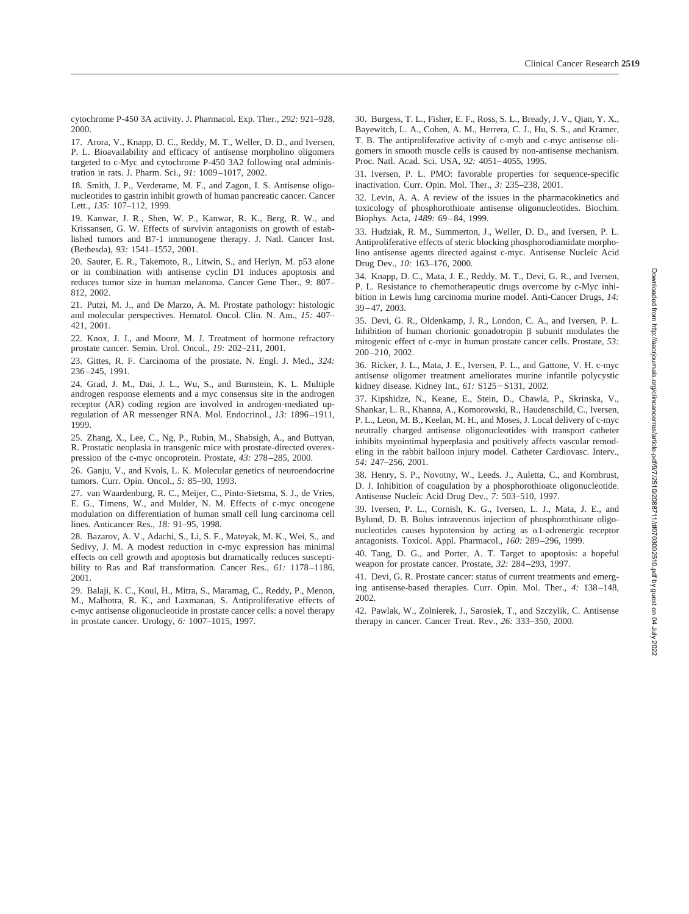cytochrome P-450 3A activity. J. Pharmacol. Exp. Ther., *292:* 921–928, 2000.

17. Arora, V., Knapp, D. C., Reddy, M. T., Weller, D. D., and Iversen, P. L. Bioavailability and efficacy of antisense morpholino oligomers targeted to c-Myc and cytochrome P-450 3A2 following oral administration in rats. J. Pharm. Sci., *91:* 1009–1017, 2002.

18. Smith, J. P., Verderame, M. F., and Zagon, I. S. Antisense oligonucleotides to gastrin inhibit growth of human pancreatic cancer. Cancer Lett., *135:* 107–112, 1999.

19. Kanwar, J. R., Shen, W. P., Kanwar, R. K., Berg, R. W., and Krissansen, G. W. Effects of survivin antagonists on growth of established tumors and B7-1 immunogene therapy. J. Natl. Cancer Inst. (Bethesda), *93:* 1541–1552, 2001.

20. Sauter, E. R., Takemoto, R., Litwin, S., and Herlyn, M. p53 alone or in combination with antisense cyclin D1 induces apoptosis and reduces tumor size in human melanoma. Cancer Gene Ther., *9:* 807–812, 2002.

21. Putzi, M. J., and De Marzo, A. M. Prostate pathology: histologic and molecular perspectives. Hematol. Oncol. Clin. N. Am., *15:* 407–421, 2001.

22. Knox, J. J., and Moore, M. J. Treatment of hormone refractory prostate cancer. Semin. Urol. Oncol., *19:* 202–211, 2001.

23. Gittes, R. F. Carcinoma of the prostate. N. Engl. J. Med., *324:* 236–245, 1991.

24. Grad, J. M., Dai, J. L., Wu, S., and Burnstein, K. L. Multiple androgen response elements and a myc consensus site in the androgen receptor (AR) coding region are involved in androgen-mediated up-regulation of AR messenger RNA. Mol. Endocrinol., *13:* 1896–1911, 1999.

25. Zhang, X., Lee, C., Ng, P., Rubin, M., Shabsigh, A., and Buttyan, R. Prostatic neoplasia in transgenic mice with prostate-directed overexpression of the c-myc oncoprotein. Prostate, *43:* 278–285, 2000.

26. Ganju, V., and Kvols, L. K. Molecular genetics of neuroendocrine tumors. Curr. Opin. Oncol., *5:* 85–90, 1993.

27. van Waardenburg, R. C., Meijer, C., Pinto-Sietsma, S. J., de Vries, E. G., Timens, W., and Mulder, N. M. Effects of c-myc oncogene modulation on differentiation of human small cell lung carcinoma cell lines. Anticancer Res., *18:* 91–95, 1998.

28. Bazarov, A. V., Adachi, S., Li, S. F., Mateyak, M. K., Wei, S., and Sedivy, J. M. A modest reduction in c-myc expression has minimal effects on cell growth and apoptosis but dramatically reduces susceptibility to Ras and Raf transformation. Cancer Res., *61:* 1178–1186, 2001.

29. Balaji, K. C., Koul, H., Mitra, S., Maramag, C., Reddy, P., Menon, M., Malhotra, R. K., and Laxmanan, S. Antiproliferative effects of c-myc antisense oligonucleotide in prostate cancer cells: a novel therapy in prostate cancer. Urology, *6:* 1007–1015, 1997.

30. Burgess, T. L., Fisher, E. F., Ross, S. L., Bready, J. V., Qian, Y. X., Bayewitch, L. A., Cohen, A. M., Herrera, C. J., Hu, S. S., and Kramer, T. B. The antiproliferative activity of c-myb and c-myc antisense oligomers in smooth muscle cells is caused by non-antisense mechanism. Proc. Natl. Acad. Sci. USA, *92:* 4051–4055, 1995.

31. Iversen, P. L. PMO: favorable properties for sequence-specific inactivation. Curr. Opin. Mol. Ther., *3:* 235–238, 2001.

32. Levin, A. A. A review of the issues in the pharmacokinetics and toxicology of phosphorothioate antisense oligonucleotides. Biochim. Biophys. Acta, *1489:* 69–84, 1999.

33. Hudziak, R. M., Summerton, J., Weller, D. D., and Iversen, P. L. Antiproliferative effects of steric blocking phosphorodiamidate morpholino antisense agents directed against c-myc. Antisense Nucleic Acid Drug Dev., *10:* 163–176, 2000.

34. Knapp, D. C., Mata, J. E., Reddy, M. T., Devi, G. R., and Iversen, P. L. Resistance to chemotherapeutic drugs overcome by c-Myc inhibition in Lewis lung carcinoma murine model. Anti-Cancer Drugs, *14:* 39–47, 2003.

35. Devi, G. R., Oldenkamp, J. R., London, C. A., and Iversen, P. L. Inhibition of human chorionic gonadotropin β subunit modulates the mitogenic effect of c-myc in human prostate cancer cells. Prostate, *53:* 200–210, 2002.

36. Ricker, J. L., Mata, J. E., Iversen, P. L., and Gattone, V. H. c-myc antisense oligomer treatment ameliorates murine infantile polycystic kidney disease. Kidney Int., *61:* S125–S131, 2002.

37. Kipshidze, N., Keane, E., Stein, D., Chawla, P., Skrinska, V., Shankar, L. R., Khanna, A., Komorowski, R., Haudenschild, C., Iversen, P. L., Leon, M. B., Keelan, M. H., and Moses, J. Local delivery of c-myc neutrally charged antisense oligonucleotides with transport catheter inhibits myointimal hyperplasia and positively affects vascular remodeling in the rabbit balloon injury model. Catheter Cardiovasc. Interv., *54:* 247–256, 2001.

38. Henry, S. P., Novotny, W., Leeds. J., Auletta, C., and Kornbrust, D. J. Inhibition of coagulation by a phosphorothioate oligonucleotide. Antisense Nucleic Acid Drug Dev., *7:* 503–510, 1997.

39. Iversen, P. L., Cornish, K. G., Iversen, L. J., Mata, J. E., and Bylund, D. B. Bolus intravenous injection of phosphorothioate oligonucleotides causes hypotension by acting as α1-adrenergic receptor antagonists. Toxicol. Appl. Pharmacol., *160:* 289–296, 1999.

40. Tang, D. G., and Porter, A. T. Target to apoptosis: a hopeful weapon for prostate cancer. Prostate, *32:* 284–293, 1997.

41. Devi, G. R. Prostate cancer: status of current treatments and emerging antisense-based therapies. Curr. Opin. Mol. Ther., *4:* 138–148, 2002.

42. Pawlak, W., Zolnierek, J., Sarosiek, T., and Szczylik, C. Antisense therapy in cancer. Cancer Treat. Rev., *26:* 333–350, 2000.